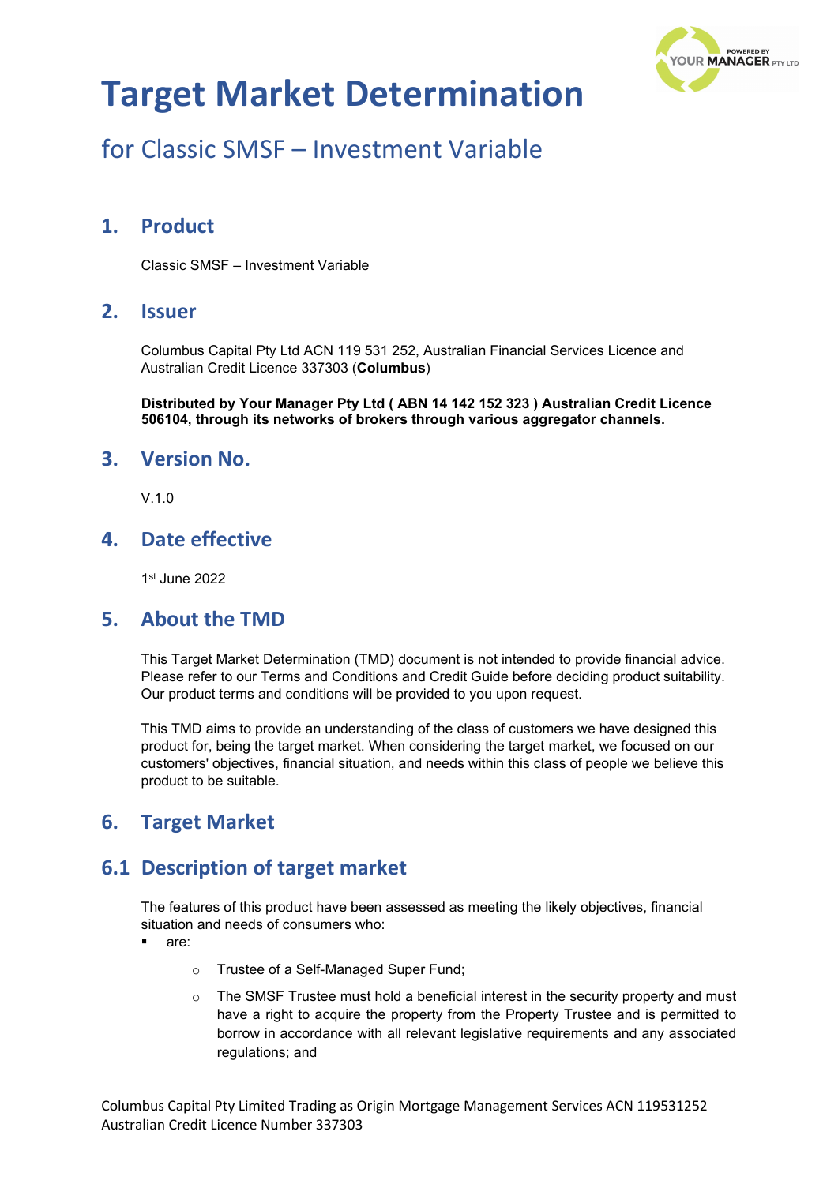# Target Market Determination

## for Classic SMSF – Investment Variable

## 1. Product

Classic SMSF – Investment Variable

## 2. Issuer

Columbus Capital Pty Ltd ACN 119 531 252, Australian Financial Services Licence and Australian Credit Licence 337303 (**Columbus**)

**Distributed by Your Manager Pty Ltd ( ABN 14 142 152 323 ) Australian Credit Licence 506104, through its networks of brokers through various aggregator channels.**

## 3. Version No.

V.1.0

## 4. Date effective

1st June 2022

## 5. About the TMD

This Target Market Determination (TMD) document is not intended to provide financial advice. Please refer to our Terms and Conditions and Credit Guide before deciding product suitability. Our product terms and conditions will be provided to you upon request.

This TMD aims to provide an understanding of the class of customers we have designed this product for, being the target market. When considering the target market, we focused on our customers' objectives, financial situation, and needs within this class of people we believe this product to be suitable.

## 6. Target Market

## 6.1 Description of target market

The features of this product have been assessed as meeting the likely objectives, financial situation and needs of consumers who:

- are:
  - Trustee of a Self-Managed Super Fund;
  - The SMSF Trustee must hold a beneficial interest in the security property and must have a right to acquire the property from the Property Trustee and is permitted to borrow in accordance with all relevant legislative requirements and any associated regulations; and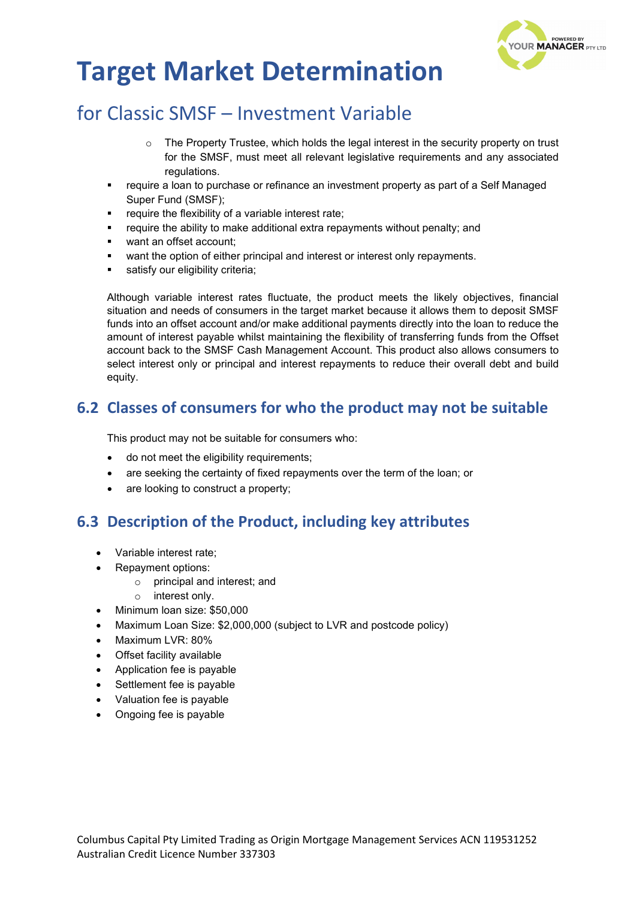- The Property Trustee, which holds the legal interest in the security property on trust for the SMSF, must meet all relevant legislative requirements and any associated regulations.

- require a loan to purchase or refinance an investment property as part of a Self Managed Super Fund (SMSF);
- require the flexibility of a variable interest rate;
- require the ability to make additional extra repayments without penalty; and
- want an offset account;
- want the option of either principal and interest or interest only repayments.
- satisfy our eligibility criteria;

Although variable interest rates fluctuate, the product meets the likely objectives, financial situation and needs of consumers in the target market because it allows them to deposit SMSF funds into an offset account and/or make additional payments directly into the loan to reduce the amount of interest payable whilst maintaining the flexibility of transferring funds from the Offset account back to the SMSF Cash Management Account. This product also allows consumers to select interest only or principal and interest repayments to reduce their overall debt and build equity.

## 6.2 Classes of consumers for who the product may not be suitable

This product may not be suitable for consumers who:

- do not meet the eligibility requirements;
- are seeking the certainty of fixed repayments over the term of the loan; or
- are looking to construct a property;

## 6.3 Description of the Product, including key attributes

- Variable interest rate;
- Repayment options:
  - principal and interest; and
  - interest only.
- Minimum loan size: $50,000
- Maximum Loan Size: $2,000,000 (subject to LVR and postcode policy)
- Maximum LVR: 80%
- Offset facility available
- Application fee is payable
- Settlement fee is payable
- Valuation fee is payable
- Ongoing fee is payable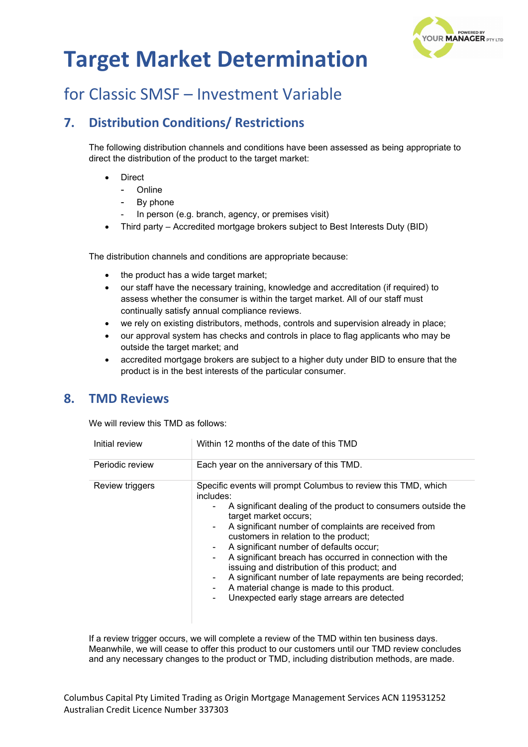# Target Market Determination

## for Classic SMSF – Investment Variable

## 7. Distribution Conditions/ Restrictions

The following distribution channels and conditions have been assessed as being appropriate to direct the distribution of the product to the target market:

- Direct
  - Online
  - By phone
  - In person (e.g. branch, agency, or premises visit)
- Third party – Accredited mortgage brokers subject to Best Interests Duty (BID)

The distribution channels and conditions are appropriate because:

- the product has a wide target market;
- our staff have the necessary training, knowledge and accreditation (if required) to assess whether the consumer is within the target market. All of our staff must continually satisfy annual compliance reviews.
- we rely on existing distributors, methods, controls and supervision already in place;
- our approval system has checks and controls in place to flag applicants who may be outside the target market; and
- accredited mortgage brokers are subject to a higher duty under BID to ensure that the product is in the best interests of the particular consumer.

## 8. TMD Reviews

We will review this TMD as follows:

| | |
|---|---|
| Initial review | Within 12 months of the date of this TMD |
| Periodic review | Each year on the anniversary of this TMD. |
| Review triggers | Specific events will prompt Columbus to review this TMD, which includes:<br>- A significant dealing of the product to consumers outside the target market occurs;<br>- A significant number of complaints are received from customers in relation to the product;<br>- A significant number of defaults occur;<br>- A significant breach has occurred in connection with the issuing and distribution of this product; and<br>- A significant number of late repayments are being recorded;<br>- A material change is made to this product.<br>- Unexpected early stage arrears are detected |

If a review trigger occurs, we will complete a review of the TMD within ten business days. Meanwhile, we will cease to offer this product to our customers until our TMD review concludes and any necessary changes to the product or TMD, including distribution methods, are made.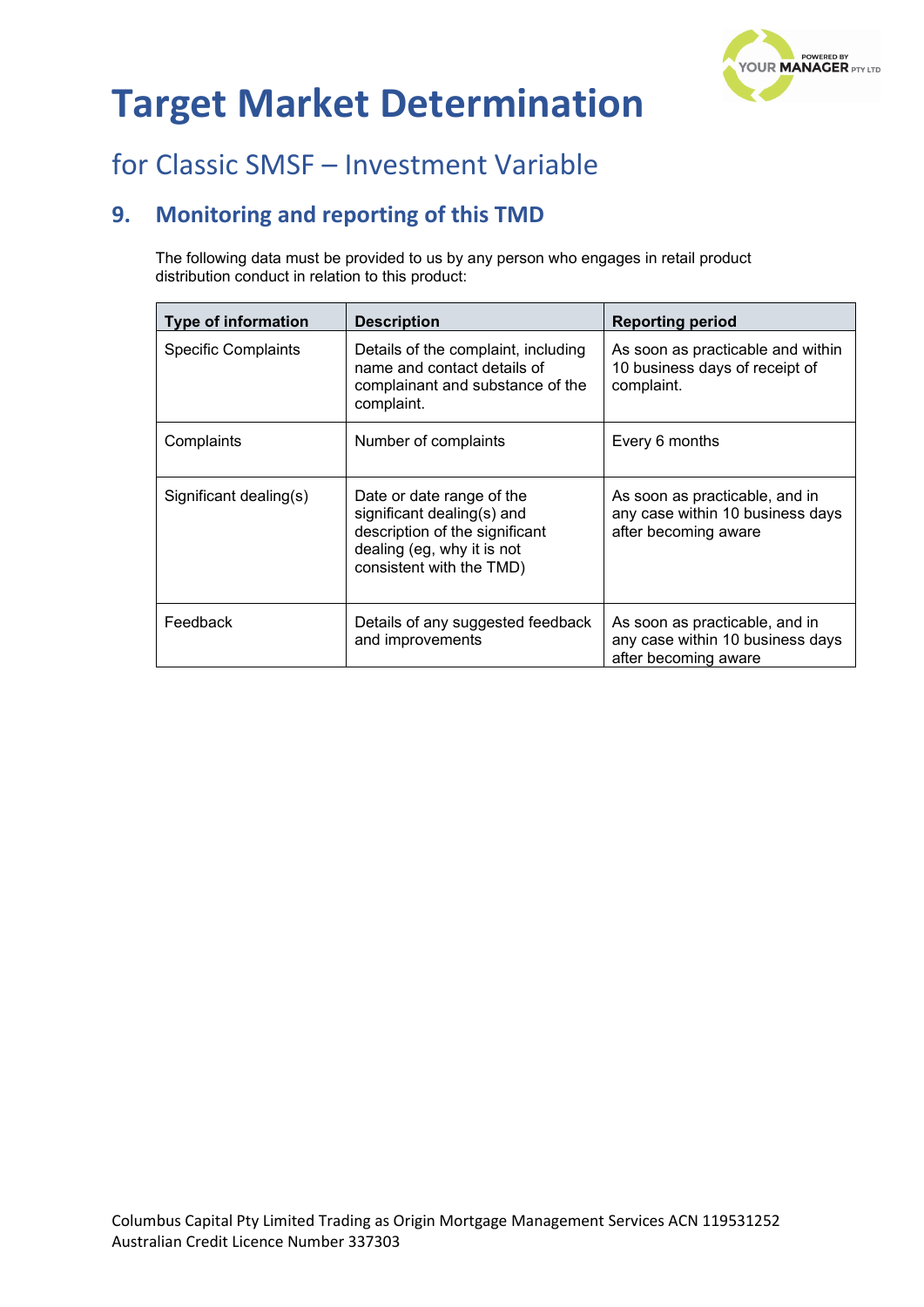# Target Market Determination

## for Classic SMSF – Investment Variable

## 9. Monitoring and reporting of this TMD

The following data must be provided to us by any person who engages in retail product distribution conduct in relation to this product:

| Type of information | Description | Reporting period |
|---|---|---|
| Specific Complaints | Details of the complaint, including name and contact details of complainant and substance of the complaint. | As soon as practicable and within 10 business days of receipt of complaint. |
| Complaints | Number of complaints | Every 6 months |
| Significant dealing(s) | Date or date range of the significant dealing(s) and description of the significant dealing (eg, why it is not consistent with the TMD) | As soon as practicable, and in any case within 10 business days after becoming aware |
| Feedback | Details of any suggested feedback and improvements | As soon as practicable, and in any case within 10 business days after becoming aware |

Columbus Capital Pty Limited Trading as Origin Mortgage Management Services ACN 119531252
Australian Credit Licence Number 337303